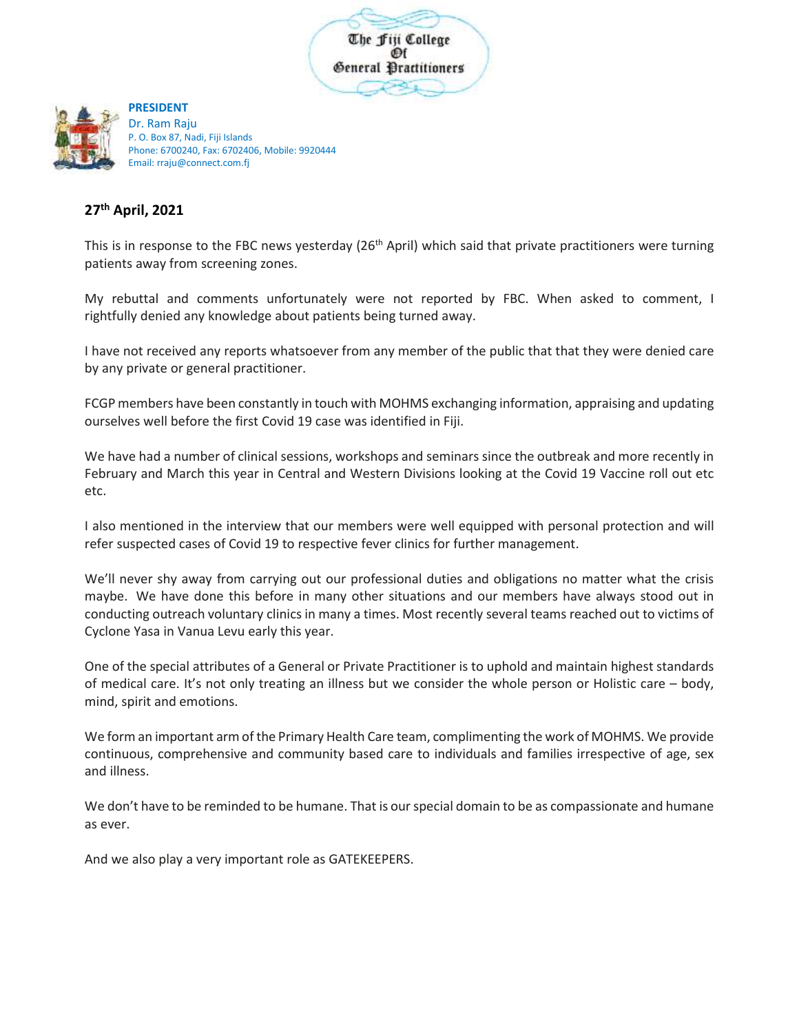The Fiji College Of General Practitioners

**PRESIDENT**
Dr. Ram Raju
P. O. Box 87, Nadi, Fiji Islands
Phone: 6700240, Fax: 6702406, Mobile: 9920444
Email: rraju@connect.com.fj

**27th April, 2021**

This is in response to the FBC news yesterday (26th April) which said that private practitioners were turning patients away from screening zones.

My rebuttal and comments unfortunately were not reported by FBC. When asked to comment, I rightfully denied any knowledge about patients being turned away.

I have not received any reports whatsoever from any member of the public that that they were denied care by any private or general practitioner.

FCGP members have been constantly in touch with MOHMS exchanging information, appraising and updating ourselves well before the first Covid 19 case was identified in Fiji.

We have had a number of clinical sessions, workshops and seminars since the outbreak and more recently in February and March this year in Central and Western Divisions looking at the Covid 19 Vaccine roll out etc etc.

I also mentioned in the interview that our members were well equipped with personal protection and will refer suspected cases of Covid 19 to respective fever clinics for further management.

We'll never shy away from carrying out our professional duties and obligations no matter what the crisis maybe. We have done this before in many other situations and our members have always stood out in conducting outreach voluntary clinics in many a times. Most recently several teams reached out to victims of Cyclone Yasa in Vanua Levu early this year.

One of the special attributes of a General or Private Practitioner is to uphold and maintain highest standards of medical care. It's not only treating an illness but we consider the whole person or Holistic care – body, mind, spirit and emotions.

We form an important arm of the Primary Health Care team, complimenting the work of MOHMS. We provide continuous, comprehensive and community based care to individuals and families irrespective of age, sex and illness.

We don't have to be reminded to be humane. That is our special domain to be as compassionate and humane as ever.

And we also play a very important role as GATEKEEPERS.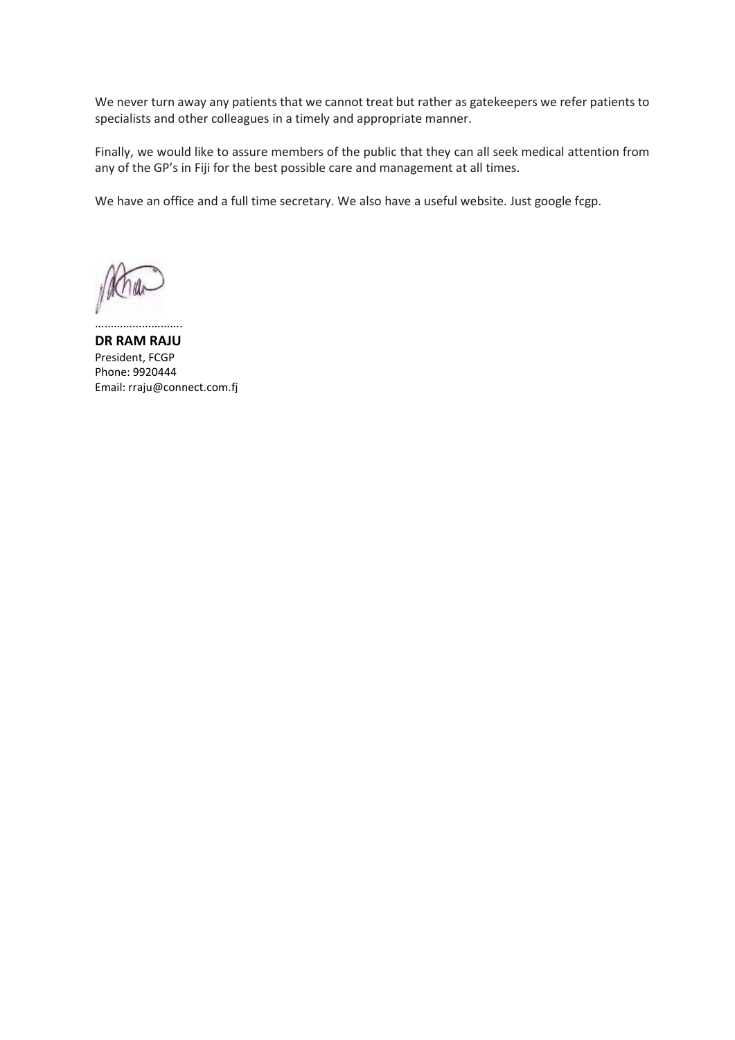We never turn away any patients that we cannot treat but rather as gatekeepers we refer patients to specialists and other colleagues in a timely and appropriate manner.

Finally, we would like to assure members of the public that they can all seek medical attention from any of the GP's in Fiji for the best possible care and management at all times.

We have an office and a full time secretary. We also have a useful website. Just google fcgp.

……………………..

**DR RAM RAJU**  
President, FCGP  
Phone: 9920444  
Email: rraju@connect.com.fj